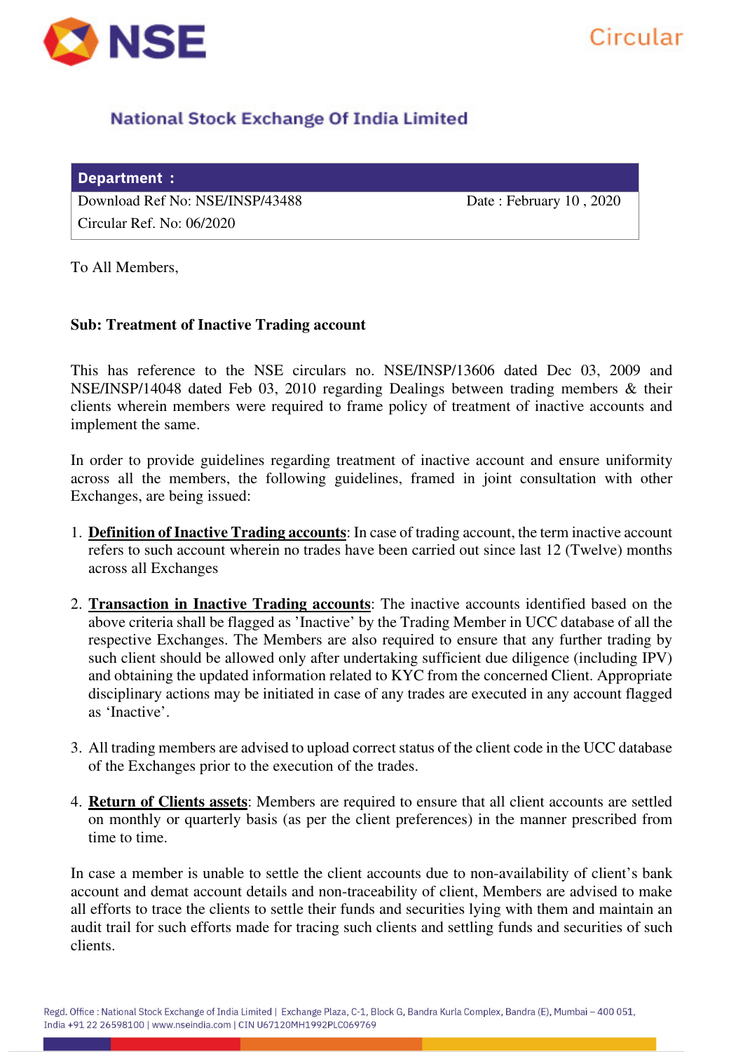NSE

Circular

**National Stock Exchange Of India Limited**

| **Department :** | |
|---|---|
| Download Ref No: NSE/INSP/43488 | Date : February 10 , 2020 |
| Circular Ref. No: 06/2020 | |

To All Members,

**Sub: Treatment of Inactive Trading account**

This has reference to the NSE circulars no. NSE/INSP/13606 dated Dec 03, 2009 and NSE/INSP/14048 dated Feb 03, 2010 regarding Dealings between trading members & their clients wherein members were required to frame policy of treatment of inactive accounts and implement the same.

In order to provide guidelines regarding treatment of inactive account and ensure uniformity across all the members, the following guidelines, framed in joint consultation with other Exchanges, are being issued:

1. **Definition of Inactive Trading accounts**: In case of trading account, the term inactive account refers to such account wherein no trades have been carried out since last 12 (Twelve) months across all Exchanges

2. **Transaction in Inactive Trading accounts**: The inactive accounts identified based on the above criteria shall be flagged as 'Inactive' by the Trading Member in UCC database of all the respective Exchanges. The Members are also required to ensure that any further trading by such client should be allowed only after undertaking sufficient due diligence (including IPV) and obtaining the updated information related to KYC from the concerned Client. Appropriate disciplinary actions may be initiated in case of any trades are executed in any account flagged as 'Inactive'.

3. All trading members are advised to upload correct status of the client code in the UCC database of the Exchanges prior to the execution of the trades.

4. **Return of Clients assets**: Members are required to ensure that all client accounts are settled on monthly or quarterly basis (as per the client preferences) in the manner prescribed from time to time.

In case a member is unable to settle the client accounts due to non-availability of client's bank account and demat account details and non-traceability of client, Members are advised to make all efforts to trace the clients to settle their funds and securities lying with them and maintain an audit trail for such efforts made for tracing such clients and settling funds and securities of such clients.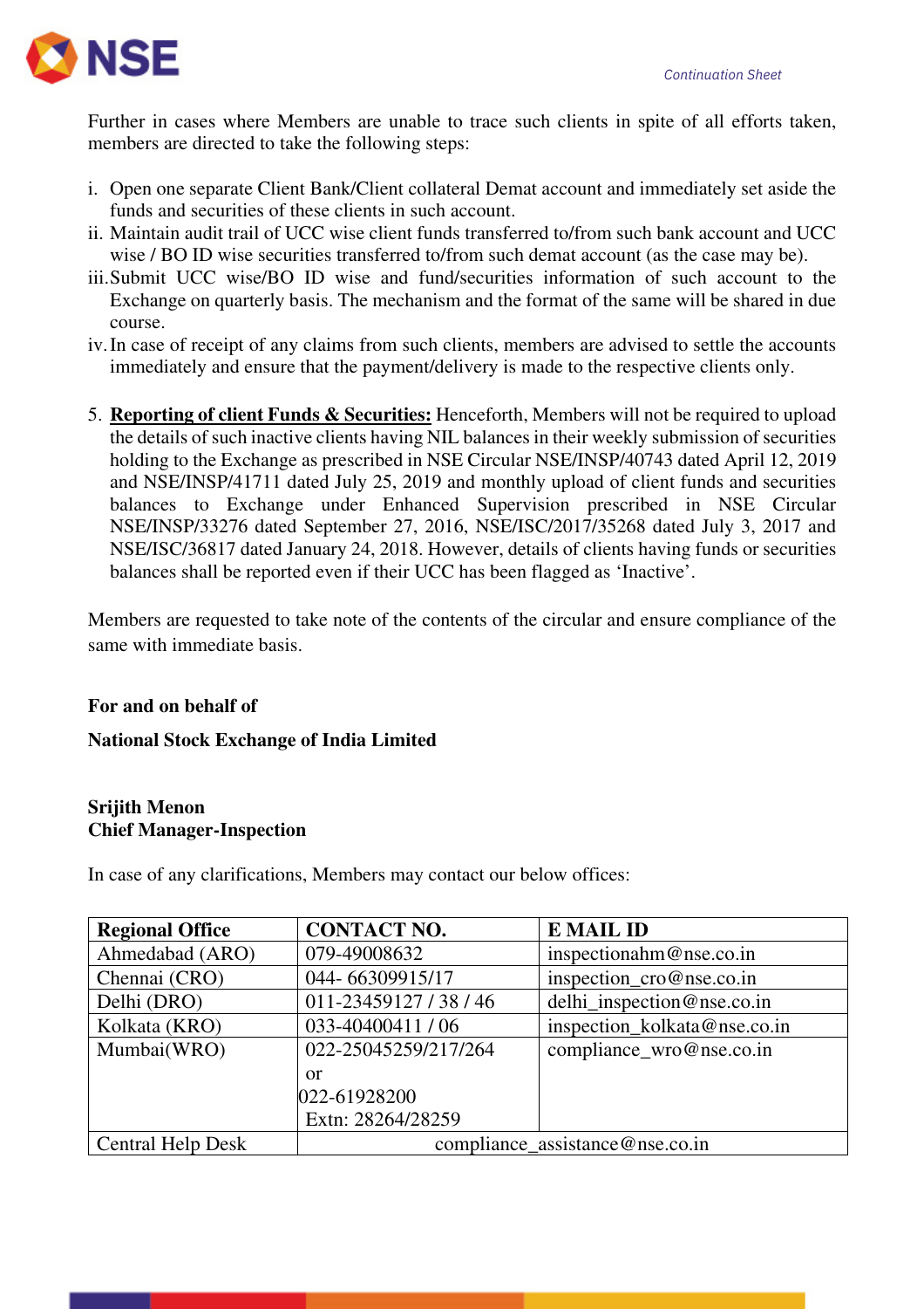Further in cases where Members are unable to trace such clients in spite of all efforts taken, members are directed to take the following steps:

i. Open one separate Client Bank/Client collateral Demat account and immediately set aside the funds and securities of these clients in such account.
ii. Maintain audit trail of UCC wise client funds transferred to/from such bank account and UCC wise / BO ID wise securities transferred to/from such demat account (as the case may be).
iii. Submit UCC wise/BO ID wise and fund/securities information of such account to the Exchange on quarterly basis. The mechanism and the format of the same will be shared in due course.
iv. In case of receipt of any claims from such clients, members are advised to settle the accounts immediately and ensure that the payment/delivery is made to the respective clients only.

5. **<u>Reporting of client Funds & Securities:</u>** Henceforth, Members will not be required to upload the details of such inactive clients having NIL balances in their weekly submission of securities holding to the Exchange as prescribed in NSE Circular NSE/INSP/40743 dated April 12, 2019 and NSE/INSP/41711 dated July 25, 2019 and monthly upload of client funds and securities balances to Exchange under Enhanced Supervision prescribed in NSE Circular NSE/INSP/33276 dated September 27, 2016, NSE/ISC/2017/35268 dated July 3, 2017 and NSE/ISC/36817 dated January 24, 2018. However, details of clients having funds or securities balances shall be reported even if their UCC has been flagged as 'Inactive'.

Members are requested to take note of the contents of the circular and ensure compliance of the same with immediate basis.

**For and on behalf of**

**National Stock Exchange of India Limited**

**Srijith Menon**
**Chief Manager-Inspection**

In case of any clarifications, Members may contact our below offices:

| **Regional Office** | **CONTACT NO.** | **E MAIL ID** |
|---|---|---|
| Ahmedabad (ARO) | 079-49008632 | inspectionahm@nse.co.in |
| Chennai (CRO) | 044- 66309915/17 | inspection_cro@nse.co.in |
| Delhi (DRO) | 011-23459127 / 38 / 46 | delhi_inspection@nse.co.in |
| Kolkata (KRO) | 033-40400411 / 06 | inspection_kolkata@nse.co.in |
| Mumbai(WRO) | 022-25045259/217/264 or 022-61928200 Extn: 28264/28259 | compliance_wro@nse.co.in |
| Central Help Desk | compliance_assistance@nse.co.in | |